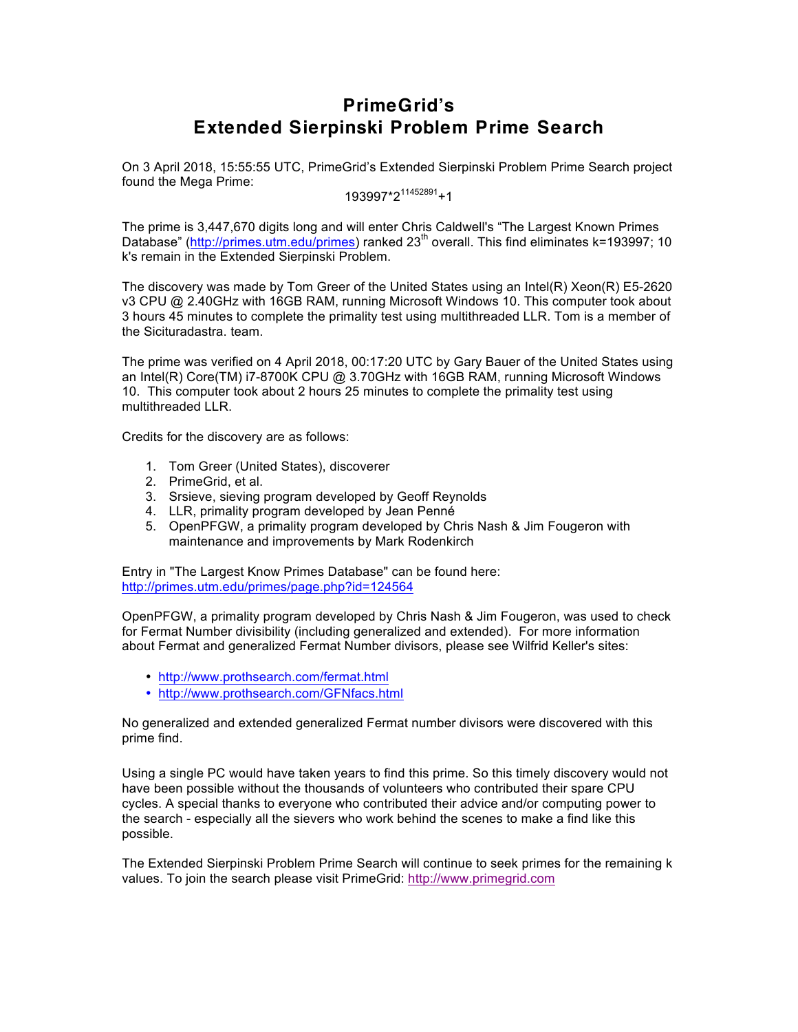# PrimeGrid's
# Extended Sierpinski Problem Prime Search

On 3 April 2018, 15:55:55 UTC, PrimeGrid's Extended Sierpinski Problem Prime Search project found the Mega Prime:

$$193997 \cdot 2^{11452891}+1$$

The prime is 3,447,670 digits long and will enter Chris Caldwell's "The Largest Known Primes Database" (http://primes.utm.edu/primes) ranked 23rd overall. This find eliminates k=193997; 10 k's remain in the Extended Sierpinski Problem.

The discovery was made by Tom Greer of the United States using an Intel(R) Xeon(R) E5-2620 v3 CPU @ 2.40GHz with 16GB RAM, running Microsoft Windows 10. This computer took about 3 hours 45 minutes to complete the primality test using multithreaded LLR. Tom is a member of the Sicituradastra. team.

The prime was verified on 4 April 2018, 00:17:20 UTC by Gary Bauer of the United States using an Intel(R) Core(TM) i7-8700K CPU @ 3.70GHz with 16GB RAM, running Microsoft Windows 10. This computer took about 2 hours 25 minutes to complete the primality test using multithreaded LLR.

Credits for the discovery are as follows:

1. Tom Greer (United States), discoverer
2. PrimeGrid, et al.
3. Srsieve, sieving program developed by Geoff Reynolds
4. LLR, primality program developed by Jean Penné
5. OpenPFGW, a primality program developed by Chris Nash & Jim Fougeron with maintenance and improvements by Mark Rodenkirch

Entry in "The Largest Know Primes Database" can be found here:
http://primes.utm.edu/primes/page.php?id=124564

OpenPFGW, a primality program developed by Chris Nash & Jim Fougeron, was used to check for Fermat Number divisibility (including generalized and extended). For more information about Fermat and generalized Fermat Number divisors, please see Wilfrid Keller's sites:

- http://www.prothsearch.com/fermat.html
- http://www.prothsearch.com/GFNfacs.html

No generalized and extended generalized Fermat number divisors were discovered with this prime find.

Using a single PC would have taken years to find this prime. So this timely discovery would not have been possible without the thousands of volunteers who contributed their spare CPU cycles. A special thanks to everyone who contributed their advice and/or computing power to the search - especially all the sievers who work behind the scenes to make a find like this possible.

The Extended Sierpinski Problem Prime Search will continue to seek primes for the remaining k values. To join the search please visit PrimeGrid: http://www.primegrid.com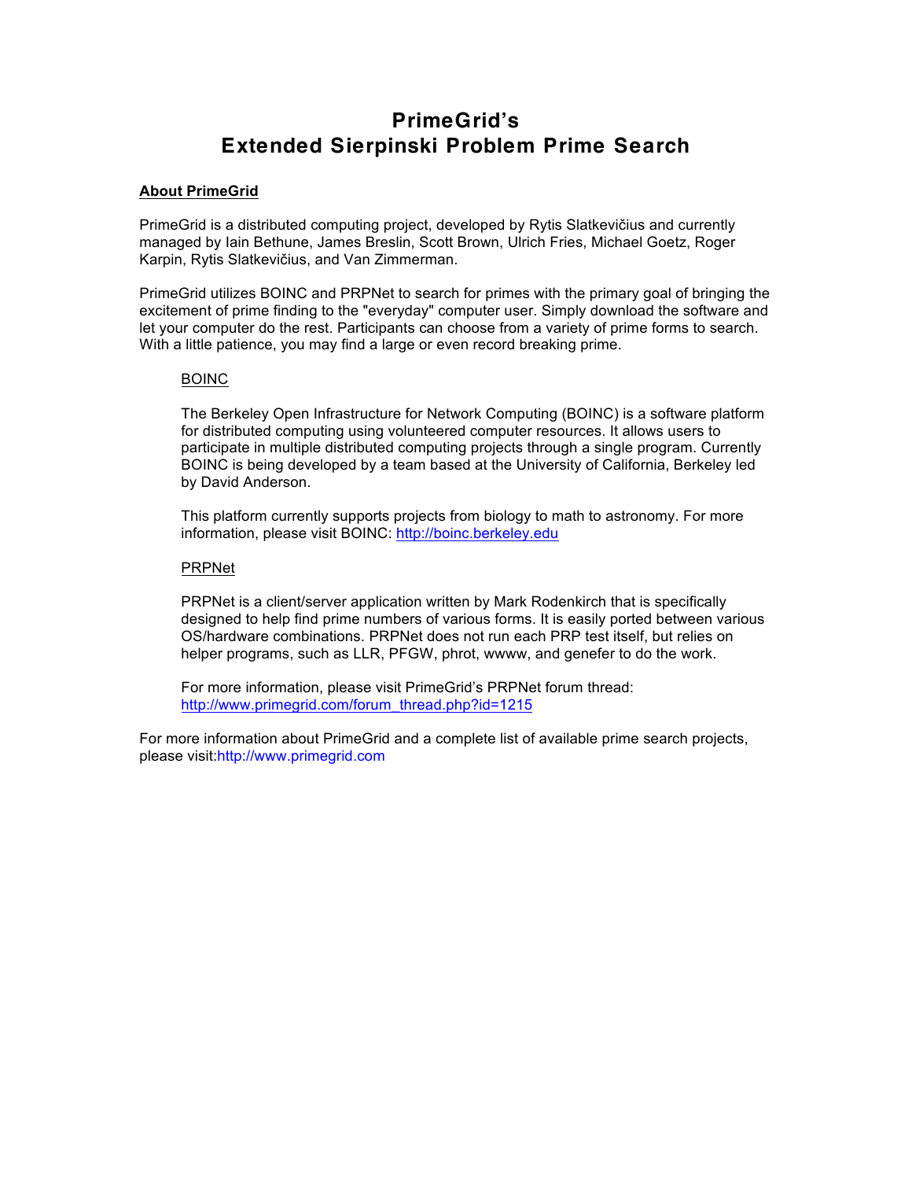# PrimeGrid's
# Extended Sierpinski Problem Prime Search

## About PrimeGrid

PrimeGrid is a distributed computing project, developed by Rytis Slatkevičius and currently managed by Iain Bethune, James Breslin, Scott Brown, Ulrich Fries, Michael Goetz, Roger Karpin, Rytis Slatkevičius, and Van Zimmerman.

PrimeGrid utilizes BOINC and PRPNet to search for primes with the primary goal of bringing the excitement of prime finding to the "everyday" computer user. Simply download the software and let your computer do the rest. Participants can choose from a variety of prime forms to search. With a little patience, you may find a large or even record breaking prime.

### BOINC

The Berkeley Open Infrastructure for Network Computing (BOINC) is a software platform for distributed computing using volunteered computer resources. It allows users to participate in multiple distributed computing projects through a single program. Currently BOINC is being developed by a team based at the University of California, Berkeley led by David Anderson.

This platform currently supports projects from biology to math to astronomy. For more information, please visit BOINC: http://boinc.berkeley.edu

### PRPNet

PRPNet is a client/server application written by Mark Rodenkirch that is specifically designed to help find prime numbers of various forms. It is easily ported between various OS/hardware combinations. PRPNet does not run each PRP test itself, but relies on helper programs, such as LLR, PFGW, phrot, wwww, and genefer to do the work.

For more information, please visit PrimeGrid's PRPNet forum thread: http://www.primegrid.com/forum_thread.php?id=1215

For more information about PrimeGrid and a complete list of available prime search projects, please visit:http://www.primegrid.com